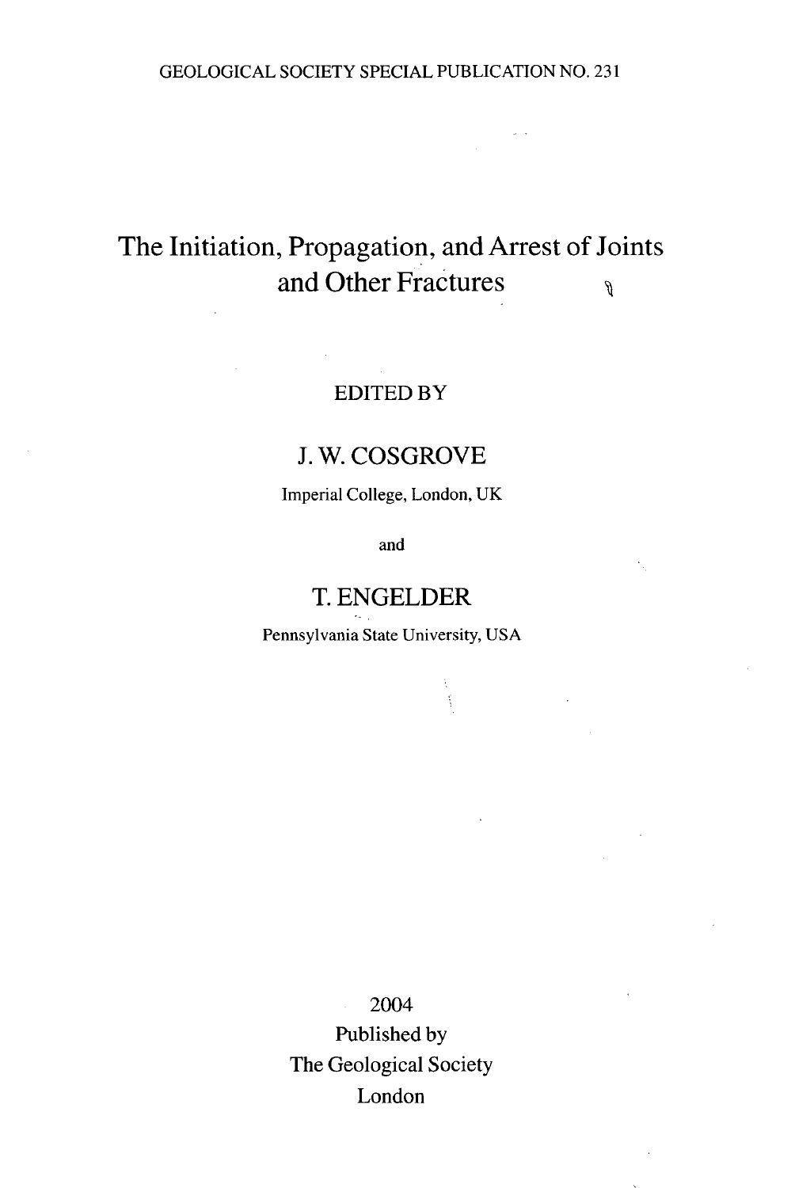GEOLOGICAL SOCIETY SPECIAL PUBLICATION NO. 231

# The Initiation, Propagation, and Arrest of Joints and Other Fractures

EDITED BY

## J. W. COSGROVE

Imperial College, London, UK

and

## T. ENGELDER

Pennsylvania State University, USA

2004

Published by

The Geological Society

London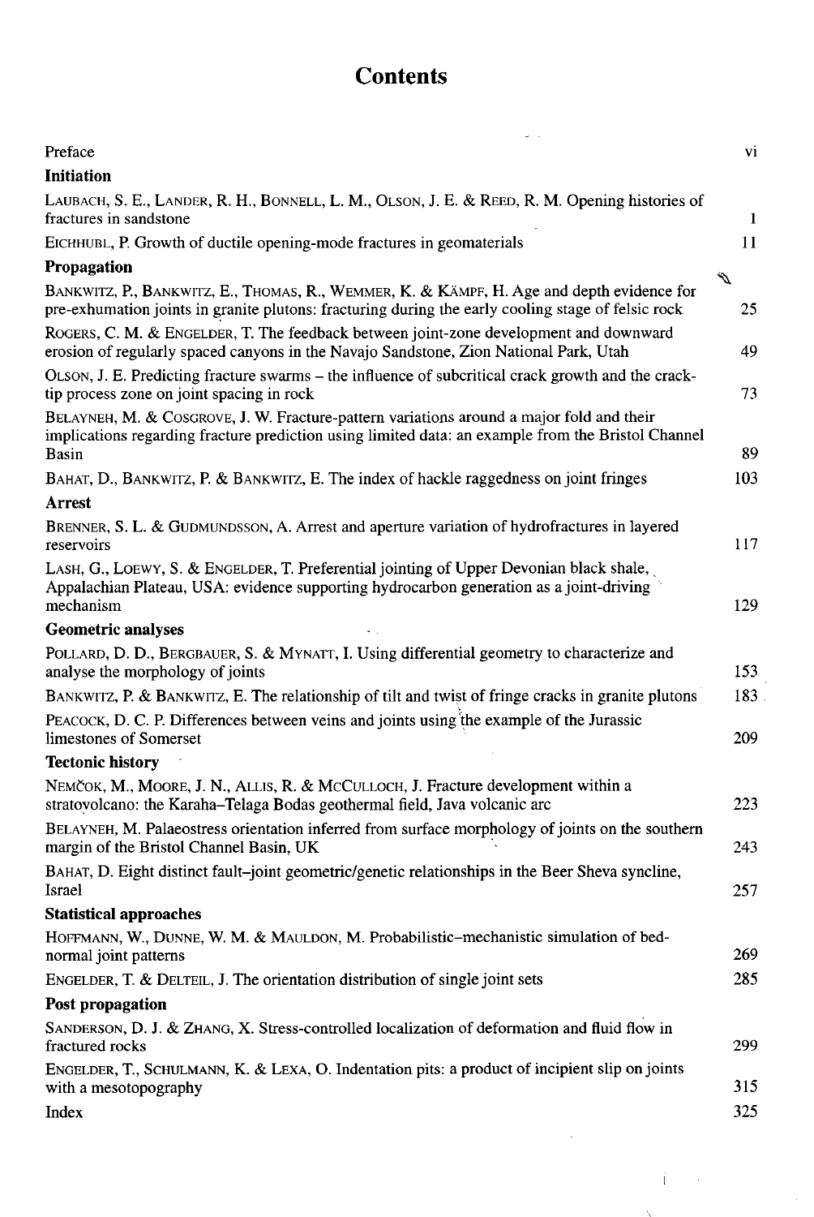# Contents

Preface vi

**Initiation**

LAUBACH, S. E., LANDER, R. H., BONNELL, L. M., OLSON, J. E. & REED, R. M. Opening histories of fractures in sandstone 1

EICHHUBL, P. Growth of ductile opening-mode fractures in geomaterials 11

**Propagation**

BANKWITZ, P., BANKWITZ, E., THOMAS, R., WEMMER, K. & KÄMPF, H. Age and depth evidence for pre-exhumation joints in granite plutons: fracturing during the early cooling stage of felsic rock 25

ROGERS, C. M. & ENGELDER, T. The feedback between joint-zone development and downward erosion of regularly spaced canyons in the Navajo Sandstone, Zion National Park, Utah 49

OLSON, J. E. Predicting fracture swarms – the influence of subcritical crack growth and the crack-tip process zone on joint spacing in rock 73

BELAYNEH, M. & COSGROVE, J. W. Fracture-pattern variations around a major fold and their implications regarding fracture prediction using limited data: an example from the Bristol Channel Basin 89

BAHAT, D., BANKWITZ, P. & BANKWITZ, E. The index of hackle raggedness on joint fringes 103

**Arrest**

BRENNER, S. L. & GUDMUNDSSON, A. Arrest and aperture variation of hydrofractures in layered reservoirs 117

LASH, G., LOEWY, S. & ENGELDER, T. Preferential jointing of Upper Devonian black shale, Appalachian Plateau, USA: evidence supporting hydrocarbon generation as a joint-driving mechanism 129

**Geometric analyses**

POLLARD, D. D., BERGBAUER, S. & MYNATT, I. Using differential geometry to characterize and analyse the morphology of joints 153

BANKWITZ, P. & BANKWITZ, E. The relationship of tilt and twist of fringe cracks in granite plutons 183

PEACOCK, D. C. P. Differences between veins and joints using the example of the Jurassic limestones of Somerset 209

**Tectonic history**

NEMČOK, M., MOORE, J. N., ALLIS, R. & MCCULLOCH, J. Fracture development within a stratovolcano: the Karaha–Telaga Bodas geothermal field, Java volcanic arc 223

BELAYNEH, M. Palaeostress orientation inferred from surface morphology of joints on the southern margin of the Bristol Channel Basin, UK 243

BAHAT, D. Eight distinct fault–joint geometric/genetic relationships in the Beer Sheva syncline, Israel 257

**Statistical approaches**

HOFFMANN, W., DUNNE, W. M. & MAULDON, M. Probabilistic–mechanistic simulation of bed-normal joint patterns 269

ENGELDER, T. & DELTEIL, J. The orientation distribution of single joint sets 285

**Post propagation**

SANDERSON, D. J. & ZHANG, X. Stress-controlled localization of deformation and fluid flow in fractured rocks 299

ENGELDER, T., SCHULMANN, K. & LEXA, O. Indentation pits: a product of incipient slip on joints with a mesotopography 315

Index 325